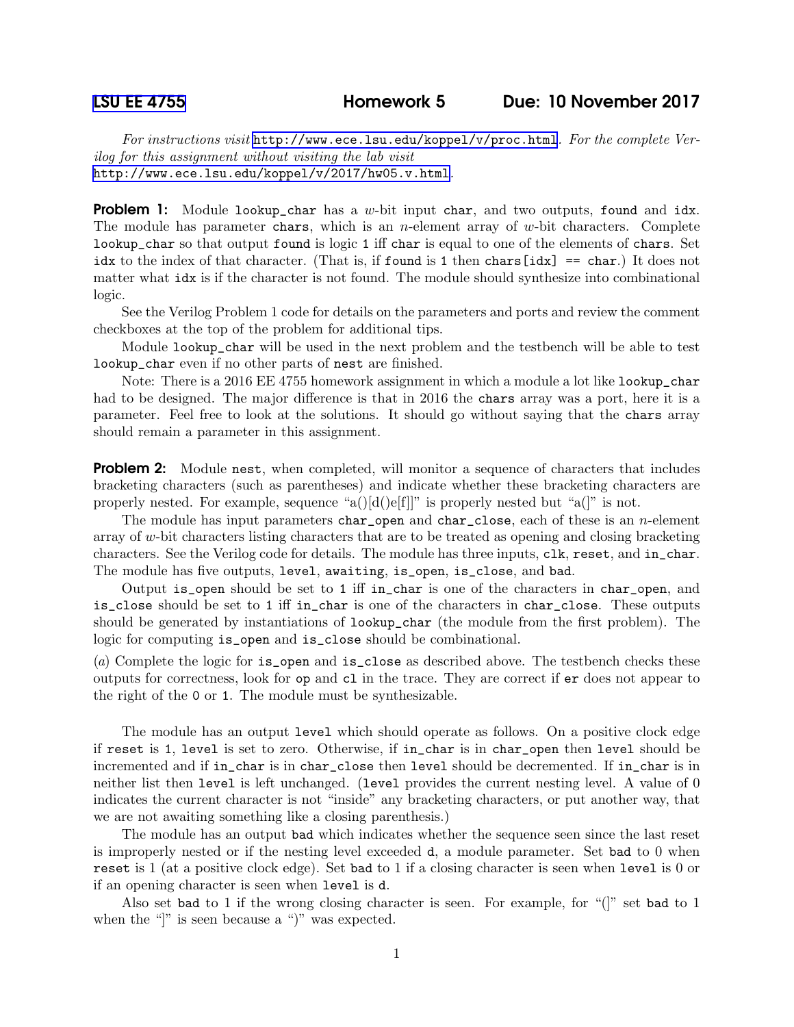[LSU EE 4755] **Homework 5** **Due: 10 November 2017**

*For instructions visit* `http://www.ece.lsu.edu/koppel/v/proc.html`. *For the complete Verilog for this assignment without visiting the lab visit* `http://www.ece.lsu.edu/koppel/v/2017/hw05.v.html`.

**Problem 1:** Module `lookup_char` has a $w$-bit input `char`, and two outputs, `found` and `idx`. The module has parameter `chars`, which is an $n$-element array of $w$-bit characters. Complete `lookup_char` so that output `found` is logic `1` iff `char` is equal to one of the elements of `chars`. Set `idx` to the index of that character. (That is, if `found` is `1` then `chars[idx] == char`.) It does not matter what `idx` is if the character is not found. The module should synthesize into combinational logic.

See the Verilog Problem 1 code for details on the parameters and ports and review the comment checkboxes at the top of the problem for additional tips.

Module `lookup_char` will be used in the next problem and the testbench will be able to test `lookup_char` even if no other parts of `nest` are finished.

Note: There is a 2016 EE 4755 homework assignment in which a module a lot like `lookup_char` had to be designed. The major difference is that in 2016 the `chars` array was a port, here it is a parameter. Feel free to look at the solutions. It should go without saying that the `chars` array should remain a parameter in this assignment.

**Problem 2:** Module `nest`, when completed, will monitor a sequence of characters that includes bracketing characters (such as parentheses) and indicate whether these bracketing characters are properly nested. For example, sequence "a()[d()e[f]]" is properly nested but "a(]" is not.

The module has input parameters `char_open` and `char_close`, each of these is an $n$-element array of $w$-bit characters listing characters that are to be treated as opening and closing bracketing characters. See the Verilog code for details. The module has three inputs, `clk`, `reset`, and `in_char`. The module has five outputs, `level`, `awaiting`, `is_open`, `is_close`, and `bad`.

Output `is_open` should be set to `1` iff `in_char` is one of the characters in `char_open`, and `is_close` should be set to `1` iff `in_char` is one of the characters in `char_close`. These outputs should be generated by instantiations of `lookup_char` (the module from the first problem). The logic for computing `is_open` and `is_close` should be combinational.

(*a*) Complete the logic for `is_open` and `is_close` as described above. The testbench checks these outputs for correctness, look for `op` and `cl` in the trace. They are correct if `er` does not appear to the right of the `0` or `1`. The module must be synthesizable.

The module has an output `level` which should operate as follows. On a positive clock edge if `reset` is `1`, `level` is set to zero. Otherwise, if `in_char` is in `char_open` then `level` should be incremented and if `in_char` is in `char_close` then `level` should be decremented. If `in_char` is in neither list then `level` is left unchanged. (`level` provides the current nesting level. A value of 0 indicates the current character is not "inside" any bracketing characters, or put another way, that we are not awaiting something like a closing parenthesis.)

The module has an output `bad` which indicates whether the sequence seen since the last reset is improperly nested or if the nesting level exceeded `d`, a module parameter. Set `bad` to 0 when `reset` is 1 (at a positive clock edge). Set `bad` to 1 if a closing character is seen when `level` is 0 or if an opening character is seen when `level` is `d`.

Also set `bad` to 1 if the wrong closing character is seen. For example, for "(]" set `bad` to 1 when the "]" is seen because a ")" was expected.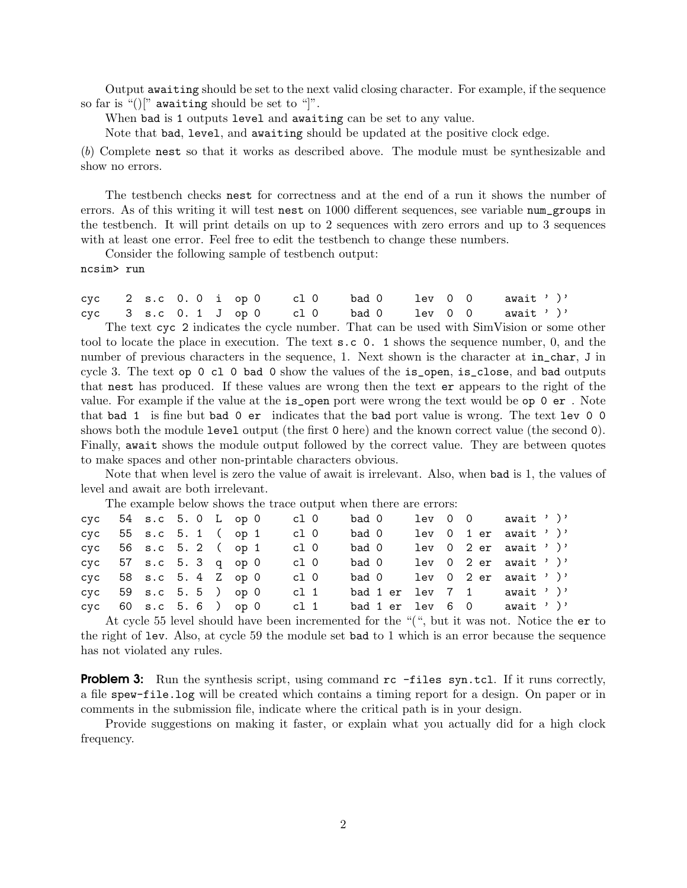Output `awaiting` should be set to the next valid closing character. For example, if the sequence so far is "()[" `awaiting` should be set to "]".

When `bad` is 1 outputs `level` and `awaiting` can be set to any value.

Note that `bad`, `level`, and `awaiting` should be updated at the positive clock edge.

(*b*) Complete `nest` so that it works as described above. The module must be synthesizable and show no errors.

The testbench checks `nest` for correctness and at the end of a run it shows the number of errors. As of this writing it will test `nest` on 1000 different sequences, see variable `num_groups` in the testbench. It will print details on up to 2 sequences with zero errors and up to 3 sequences with at least one error. Feel free to edit the testbench to change these numbers.

Consider the following sample of testbench output:

```
ncsim> run

cyc    2  s.c  0. 0  i  op 0     cl 0     bad 0      lev  0  0     await ' )'
cyc    3  s.c  0. 1  J  op 0     cl 0     bad 0      lev  0  0     await ' )'
```

The text `cyc 2` indicates the cycle number. That can be used with SimVision or some other tool to locate the place in execution. The text `s.c 0. 1` shows the sequence number, 0, and the number of previous characters in the sequence, 1. Next shown is the character at `in_char`, `J` in cycle 3. The text `op 0 cl 0 bad 0` show the values of the `is_open`, `is_close`, and `bad` outputs that `nest` has produced. If these values are wrong then the text `er` appears to the right of the value. For example if the value at the `is_open` port were wrong the text would be `op 0 er` . Note that `bad 1` is fine but `bad 0 er` indicates that the `bad` port value is wrong. The text `lev 0 0` shows both the module `level` output (the first `0` here) and the known correct value (the second `0`). Finally, `await` shows the module output followed by the correct value. They are between quotes to make spaces and other non-printable characters obvious.

Note that when level is zero the value of await is irrelevant. Also, when `bad` is 1, the values of level and await are both irrelevant.

The example below shows the trace output when there are errors:

```
cyc   54  s.c  5. 0  L  op 0     cl 0     bad 0      lev  0  0     await ' )'
cyc   55  s.c  5. 1  (  op 1     cl 0     bad 0      lev  0  1 er  await ' )'
cyc   56  s.c  5. 2  (  op 1     cl 0     bad 0      lev  0  2 er  await ' )'
cyc   57  s.c  5. 3  q  op 0     cl 0     bad 0      lev  0  2 er  await ' )'
cyc   58  s.c  5. 4  Z  op 0     cl 0     bad 0      lev  0  2 er  await ' )'
cyc   59  s.c  5. 5  )  op 0     cl 1     bad 1 er   lev  7  1     await ' )'
cyc   60  s.c  5. 6  )  op 0     cl 1     bad 1 er   lev  6  0     await ' )'
```

At cycle 55 level should have been incremented for the "(", but it was not. Notice the `er` to the right of `lev`. Also, at cycle 59 the module set `bad` to 1 which is an error because the sequence has not violated any rules.

**Problem 3:** Run the synthesis script, using command `rc -files syn.tcl`. If it runs correctly, a file `spew-file.log` will be created which contains a timing report for a design. On paper or in comments in the submission file, indicate where the critical path is in your design.

Provide suggestions on making it faster, or explain what you actually did for a high clock frequency.